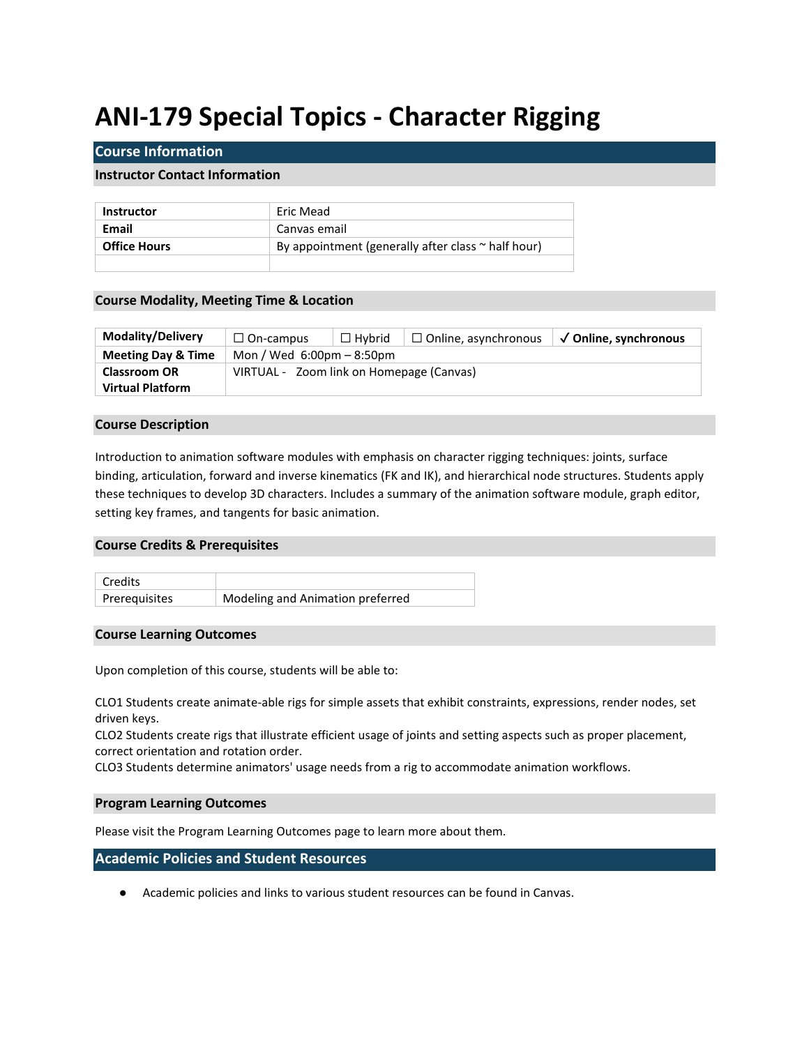# ANI-179 Special Topics - Character Rigging

## Course Information

### Instructor Contact Information

| Instructor | Eric Mead |
|---|---|
| Email | Canvas email |
| Office Hours | By appointment (generally after class ~ half hour) |
| | |

### Course Modality, Meeting Time & Location

| Modality/Delivery | ☐ On-campus | ☐ Hybrid | ☐ Online, asynchronous | ✓ **Online, synchronous** |
|---|---|---|---|---|
| Meeting Day & Time | Mon / Wed 6:00pm – 8:50pm | | | |
| Classroom OR Virtual Platform | VIRTUAL - Zoom link on Homepage (Canvas) | | | |

### Course Description

Introduction to animation software modules with emphasis on character rigging techniques: joints, surface binding, articulation, forward and inverse kinematics (FK and IK), and hierarchical node structures. Students apply these techniques to develop 3D characters. Includes a summary of the animation software module, graph editor, setting key frames, and tangents for basic animation.

### Course Credits & Prerequisites

| Credits | |
|---|---|
| Prerequisites | Modeling and Animation preferred |

### Course Learning Outcomes

Upon completion of this course, students will be able to:

CLO1 Students create animate-able rigs for simple assets that exhibit constraints, expressions, render nodes, set driven keys.
CLO2 Students create rigs that illustrate efficient usage of joints and setting aspects such as proper placement, correct orientation and rotation order.
CLO3 Students determine animators' usage needs from a rig to accommodate animation workflows.

### Program Learning Outcomes

Please visit the Program Learning Outcomes page to learn more about them.

## Academic Policies and Student Resources

- Academic policies and links to various student resources can be found in Canvas.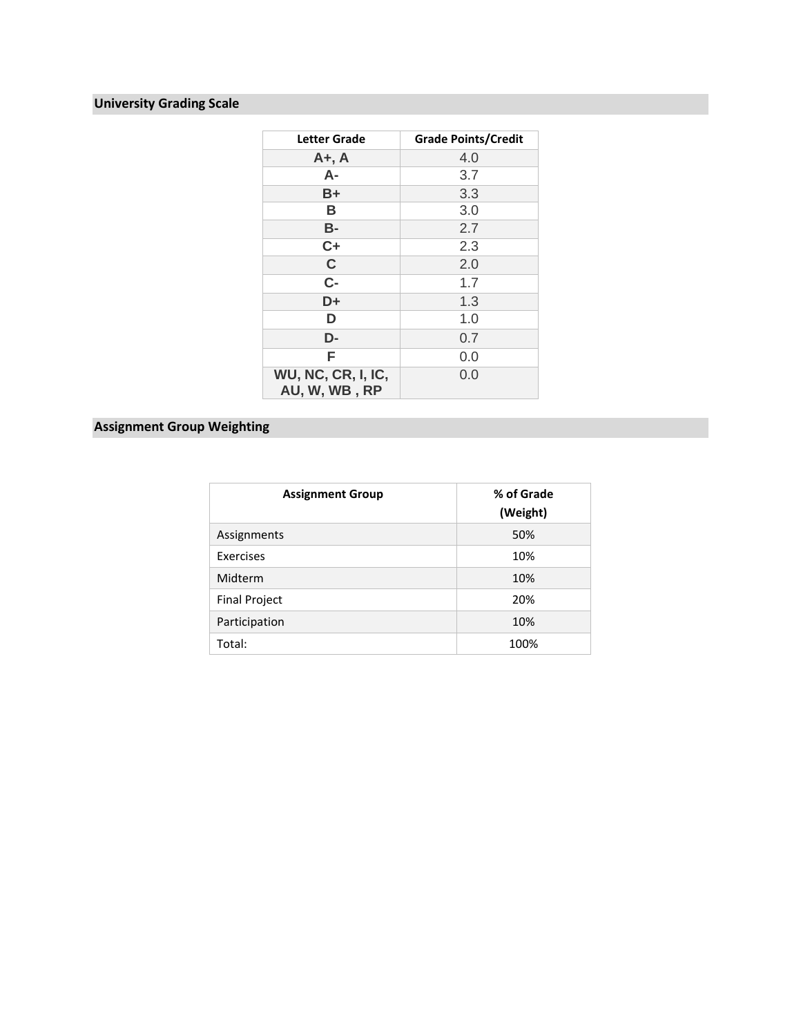## University Grading Scale

| Letter Grade | Grade Points/Credit |
|---|---|
| A+, A | 4.0 |
| A- | 3.7 |
| B+ | 3.3 |
| B | 3.0 |
| B- | 2.7 |
| C+ | 2.3 |
| C | 2.0 |
| C- | 1.7 |
| D+ | 1.3 |
| D | 1.0 |
| D- | 0.7 |
| F | 0.0 |
| WU, NC, CR, I, IC, AU, W, WB , RP | 0.0 |

## Assignment Group Weighting

| Assignment Group | % of Grade (Weight) |
|---|---|
| Assignments | 50% |
| Exercises | 10% |
| Midterm | 10% |
| Final Project | 20% |
| Participation | 10% |
| Total: | 100% |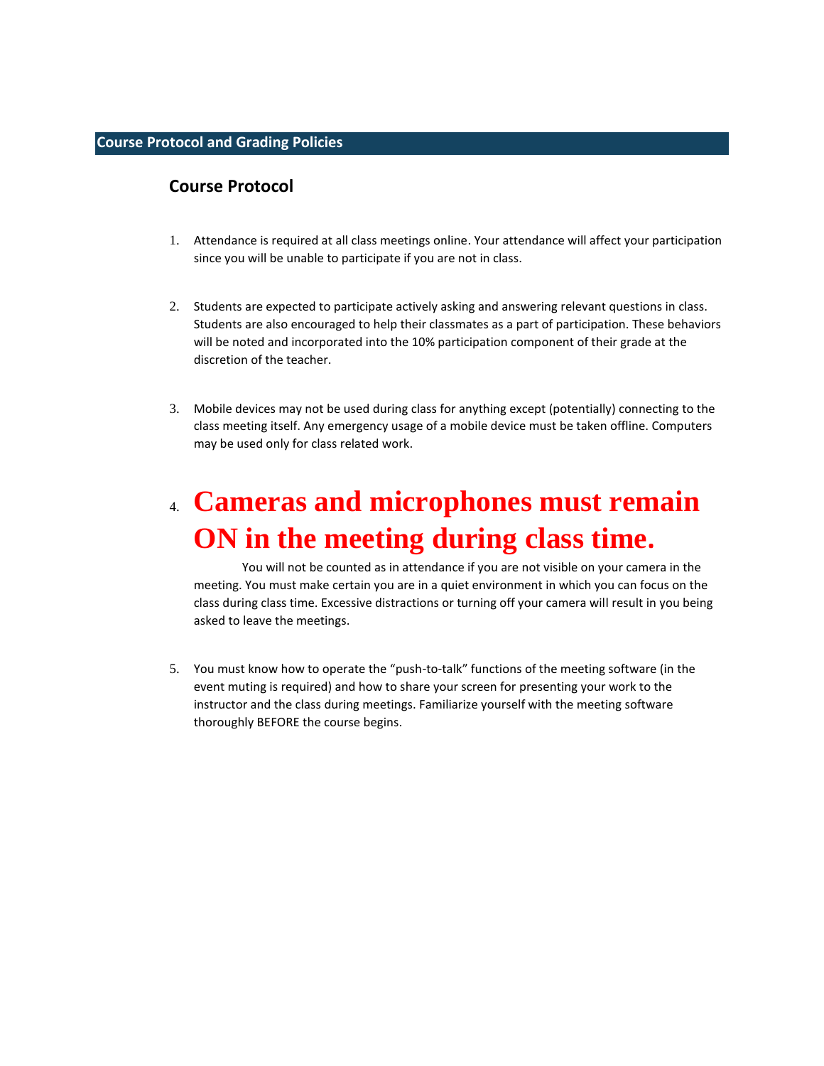## Course Protocol and Grading Policies

### Course Protocol

1. Attendance is required at all class meetings online. Your attendance will affect your participation since you will be unable to participate if you are not in class.

2. Students are expected to participate actively asking and answering relevant questions in class. Students are also encouraged to help their classmates as a part of participation. These behaviors will be noted and incorporated into the 10% participation component of their grade at the discretion of the teacher.

3. Mobile devices may not be used during class for anything except (potentially) connecting to the class meeting itself. Any emergency usage of a mobile device must be taken offline. Computers may be used only for class related work.

4. **Cameras and microphones must remain ON in the meeting during class time.**

   You will not be counted as in attendance if you are not visible on your camera in the meeting. You must make certain you are in a quiet environment in which you can focus on the class during class time. Excessive distractions or turning off your camera will result in you being asked to leave the meetings.

5. You must know how to operate the "push-to-talk" functions of the meeting software (in the event muting is required) and how to share your screen for presenting your work to the instructor and the class during meetings. Familiarize yourself with the meeting software thoroughly BEFORE the course begins.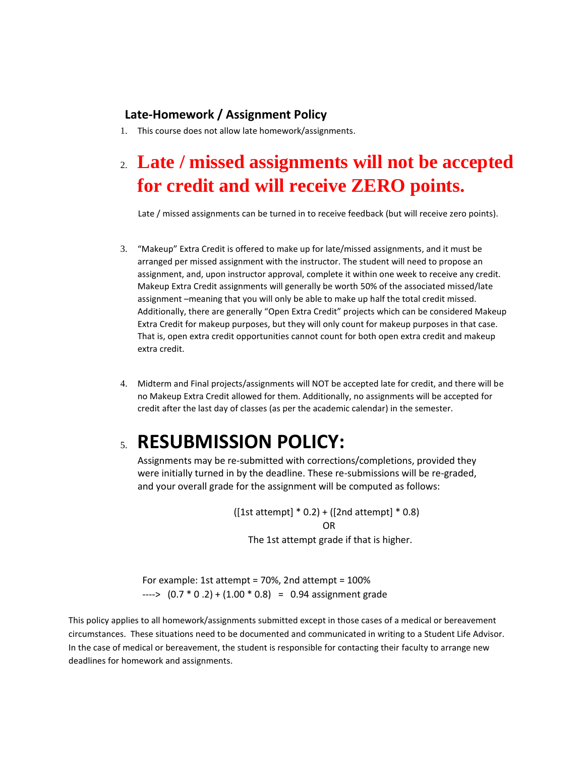## Late-Homework / Assignment Policy

1. This course does not allow late homework/assignments.

2. **Late / missed assignments will not be accepted for credit and will receive ZERO points.**

   Late / missed assignments can be turned in to receive feedback (but will receive zero points).

3. “Makeup” Extra Credit is offered to make up for late/missed assignments, and it must be arranged per missed assignment with the instructor. The student will need to propose an assignment, and, upon instructor approval, complete it within one week to receive any credit. Makeup Extra Credit assignments will generally be worth 50% of the associated missed/late assignment –meaning that you will only be able to make up half the total credit missed. Additionally, there are generally “Open Extra Credit” projects which can be considered Makeup Extra Credit for makeup purposes, but they will only count for makeup purposes in that case. That is, open extra credit opportunities cannot count for both open extra credit and makeup extra credit.

4. Midterm and Final projects/assignments will NOT be accepted late for credit, and there will be no Makeup Extra Credit allowed for them. Additionally, no assignments will be accepted for credit after the last day of classes (as per the academic calendar) in the semester.

5. **RESUBMISSION POLICY:**

   Assignments may be re-submitted with corrections/completions, provided they were initially turned in by the deadline. These re-submissions will be re-graded, and your overall grade for the assignment will be computed as follows:

   ([1st attempt] * 0.2) + ([2nd attempt] * 0.8)
   OR
   The 1st attempt grade if that is higher.

   For example: 1st attempt = 70%, 2nd attempt = 100%
   ----> (0.7 * 0 .2) + (1.00 * 0.8) = 0.94 assignment grade

This policy applies to all homework/assignments submitted except in those cases of a medical or bereavement circumstances. These situations need to be documented and communicated in writing to a Student Life Advisor. In the case of medical or bereavement, the student is responsible for contacting their faculty to arrange new deadlines for homework and assignments.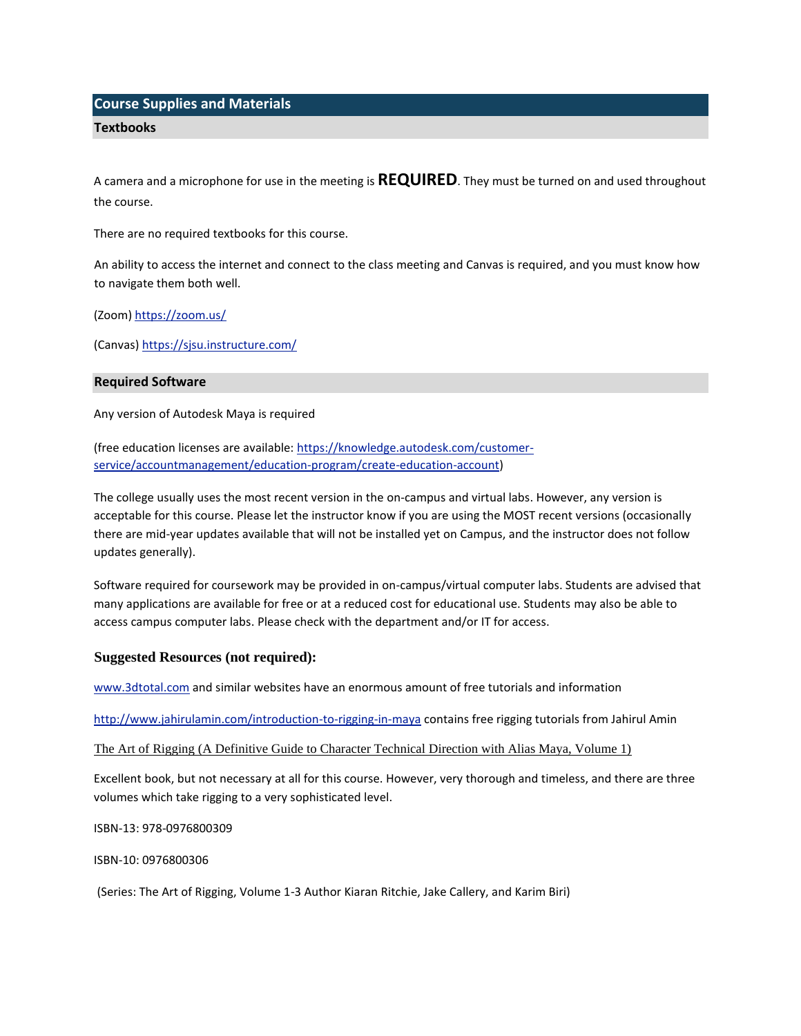## Course Supplies and Materials

### Textbooks

A camera and a microphone for use in the meeting is **REQUIRED**. They must be turned on and used throughout the course.

There are no required textbooks for this course.

An ability to access the internet and connect to the class meeting and Canvas is required, and you must know how to navigate them both well.

(Zoom) [https://zoom.us/](https://zoom.us/)

(Canvas) [https://sjsu.instructure.com/](https://sjsu.instructure.com/)

### Required Software

Any version of Autodesk Maya is required

(free education licenses are available: [https://knowledge.autodesk.com/customer-service/accountmanagement/education-program/create-education-account](https://knowledge.autodesk.com/customer-service/accountmanagement/education-program/create-education-account))

The college usually uses the most recent version in the on-campus and virtual labs. However, any version is acceptable for this course. Please let the instructor know if you are using the MOST recent versions (occasionally there are mid-year updates available that will not be installed yet on Campus, and the instructor does not follow updates generally).

Software required for coursework may be provided in on-campus/virtual computer labs. Students are advised that many applications are available for free or at a reduced cost for educational use. Students may also be able to access campus computer labs. Please check with the department and/or IT for access.

### Suggested Resources (not required):

[www.3dtotal.com](www.3dtotal.com) and similar websites have an enormous amount of free tutorials and information

[http://www.jahirulamin.com/introduction-to-rigging-in-maya](http://www.jahirulamin.com/introduction-to-rigging-in-maya) contains free rigging tutorials from Jahirul Amin

The Art of Rigging (A Definitive Guide to Character Technical Direction with Alias Maya, Volume 1)

Excellent book, but not necessary at all for this course. However, very thorough and timeless, and there are three volumes which take rigging to a very sophisticated level.

ISBN-13: 978-0976800309

ISBN-10: 0976800306

(Series: The Art of Rigging, Volume 1-3 Author Kiaran Ritchie, Jake Callery, and Karim Biri)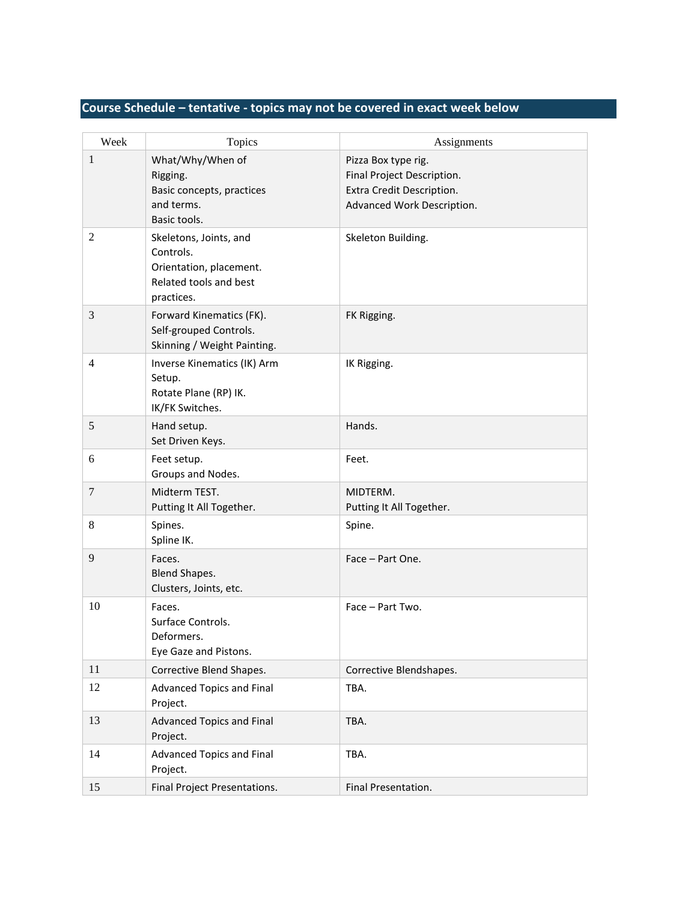## Course Schedule – tentative - topics may not be covered in exact week below

| Week | Topics | Assignments |
|---|---|---|
| 1 | What/Why/When of Rigging. Basic concepts, practices and terms. Basic tools. | Pizza Box type rig. Final Project Description. Extra Credit Description. Advanced Work Description. |
| 2 | Skeletons, Joints, and Controls. Orientation, placement. Related tools and best practices. | Skeleton Building. |
| 3 | Forward Kinematics (FK). Self-grouped Controls. Skinning / Weight Painting. | FK Rigging. |
| 4 | Inverse Kinematics (IK) Arm Setup. Rotate Plane (RP) IK. IK/FK Switches. | IK Rigging. |
| 5 | Hand setup. Set Driven Keys. | Hands. |
| 6 | Feet setup. Groups and Nodes. | Feet. |
| 7 | Midterm TEST. Putting It All Together. | MIDTERM. Putting It All Together. |
| 8 | Spines. Spline IK. | Spine. |
| 9 | Faces. Blend Shapes. Clusters, Joints, etc. | Face – Part One. |
| 10 | Faces. Surface Controls. Deformers. Eye Gaze and Pistons. | Face – Part Two. |
| 11 | Corrective Blend Shapes. | Corrective Blendshapes. |
| 12 | Advanced Topics and Final Project. | TBA. |
| 13 | Advanced Topics and Final Project. | TBA. |
| 14 | Advanced Topics and Final Project. | TBA. |
| 15 | Final Project Presentations. | Final Presentation. |